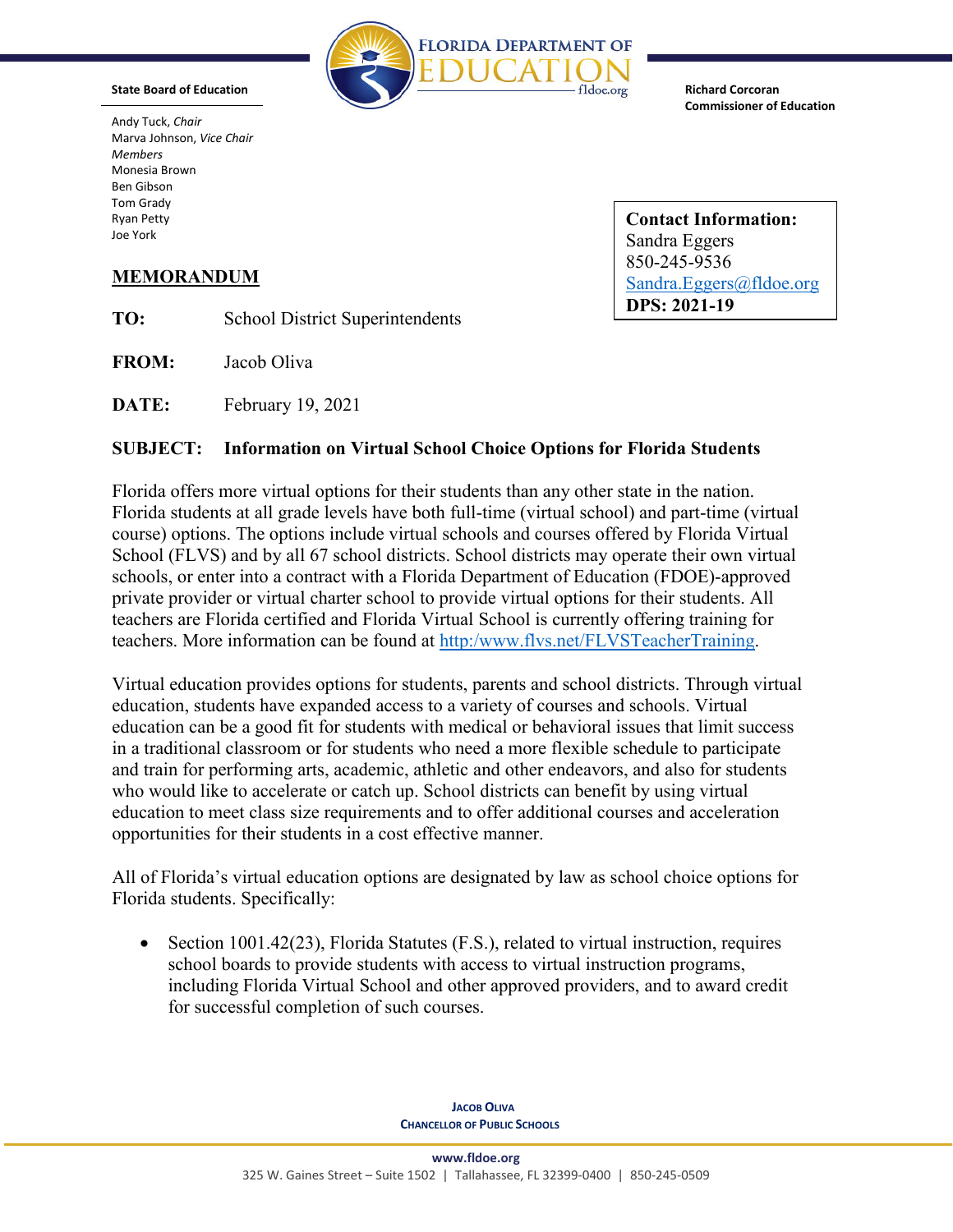**State Board of Education**

Andy Tuck, *Chair*
Marva Johnson, *Vice Chair*
*Members*
Monesia Brown
Ben Gibson
Tom Grady
Ryan Petty
Joe York

**Richard Corcoran**
**Commissioner of Education**

**Contact Information:**
Sandra Eggers
850-245-9536
Sandra.Eggers@fldoe.org
**DPS: 2021-19**

## MEMORANDUM

**TO:** School District Superintendents

**FROM:** Jacob Oliva

**DATE:** February 19, 2021

**SUBJECT: Information on Virtual School Choice Options for Florida Students**

Florida offers more virtual options for their students than any other state in the nation. Florida students at all grade levels have both full-time (virtual school) and part-time (virtual course) options. The options include virtual schools and courses offered by Florida Virtual School (FLVS) and by all 67 school districts. School districts may operate their own virtual schools, or enter into a contract with a Florida Department of Education (FDOE)-approved private provider or virtual charter school to provide virtual options for their students. All teachers are Florida certified and Florida Virtual School is currently offering training for teachers. More information can be found at http:/www.flvs.net/FLVSTeacherTraining.

Virtual education provides options for students, parents and school districts. Through virtual education, students have expanded access to a variety of courses and schools. Virtual education can be a good fit for students with medical or behavioral issues that limit success in a traditional classroom or for students who need a more flexible schedule to participate and train for performing arts, academic, athletic and other endeavors, and also for students who would like to accelerate or catch up. School districts can benefit by using virtual education to meet class size requirements and to offer additional courses and acceleration opportunities for their students in a cost effective manner.

All of Florida's virtual education options are designated by law as school choice options for Florida students. Specifically:

- Section 1001.42(23), Florida Statutes (F.S.), related to virtual instruction, requires school boards to provide students with access to virtual instruction programs, including Florida Virtual School and other approved providers, and to award credit for successful completion of such courses.

**Jacob Oliva**
**Chancellor of Public Schools**

**www.fldoe.org**
325 W. Gaines Street – Suite 1502 | Tallahassee, FL 32399-0400 | 850-245-0509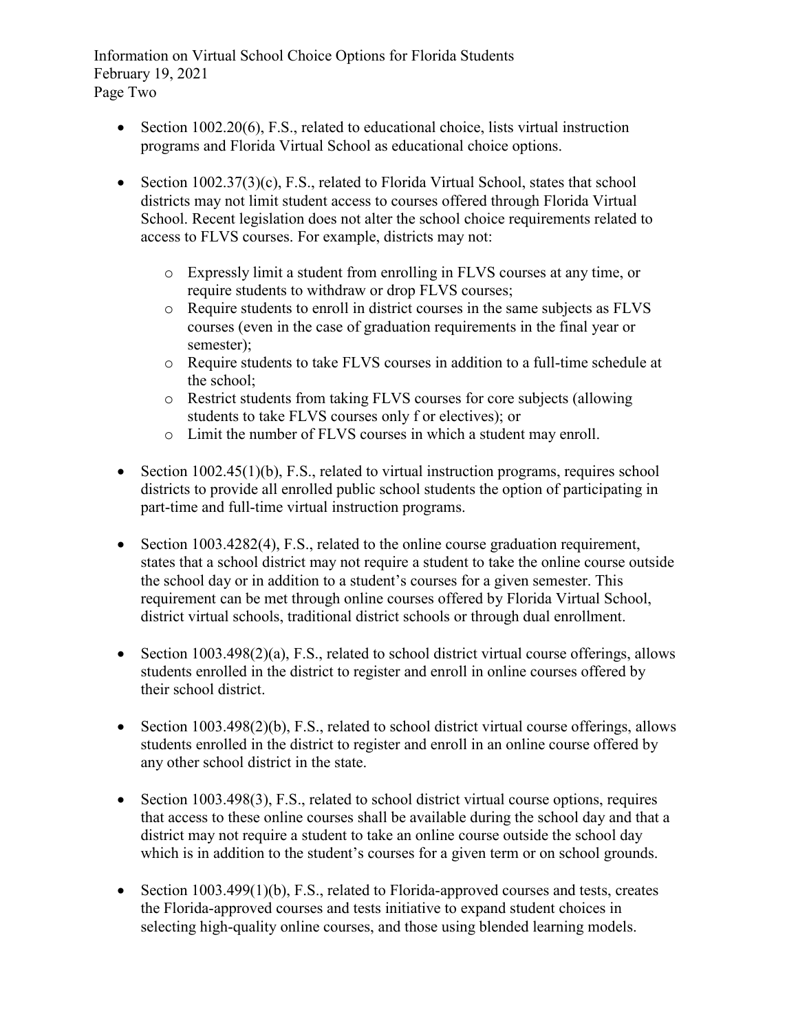- Section 1002.20(6), F.S., related to educational choice, lists virtual instruction programs and Florida Virtual School as educational choice options.

- Section 1002.37(3)(c), F.S., related to Florida Virtual School, states that school districts may not limit student access to courses offered through Florida Virtual School. Recent legislation does not alter the school choice requirements related to access to FLVS courses. For example, districts may not:
  - Expressly limit a student from enrolling in FLVS courses at any time, or require students to withdraw or drop FLVS courses;
  - Require students to enroll in district courses in the same subjects as FLVS courses (even in the case of graduation requirements in the final year or semester);
  - Require students to take FLVS courses in addition to a full-time schedule at the school;
  - Restrict students from taking FLVS courses for core subjects (allowing students to take FLVS courses only f or electives); or
  - Limit the number of FLVS courses in which a student may enroll.

- Section 1002.45(1)(b), F.S., related to virtual instruction programs, requires school districts to provide all enrolled public school students the option of participating in part-time and full-time virtual instruction programs.

- Section 1003.4282(4), F.S., related to the online course graduation requirement, states that a school district may not require a student to take the online course outside the school day or in addition to a student's courses for a given semester. This requirement can be met through online courses offered by Florida Virtual School, district virtual schools, traditional district schools or through dual enrollment.

- Section 1003.498(2)(a), F.S., related to school district virtual course offerings, allows students enrolled in the district to register and enroll in online courses offered by their school district.

- Section 1003.498(2)(b), F.S., related to school district virtual course offerings, allows students enrolled in the district to register and enroll in an online course offered by any other school district in the state.

- Section 1003.498(3), F.S., related to school district virtual course options, requires that access to these online courses shall be available during the school day and that a district may not require a student to take an online course outside the school day which is in addition to the student's courses for a given term or on school grounds.

- Section 1003.499(1)(b), F.S., related to Florida-approved courses and tests, creates the Florida-approved courses and tests initiative to expand student choices in selecting high-quality online courses, and those using blended learning models.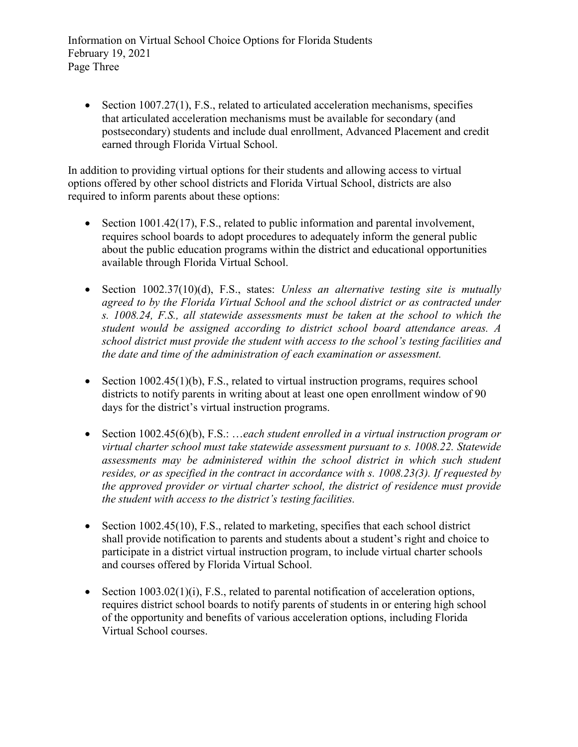- Section 1007.27(1), F.S., related to articulated acceleration mechanisms, specifies that articulated acceleration mechanisms must be available for secondary (and postsecondary) students and include dual enrollment, Advanced Placement and credit earned through Florida Virtual School.

In addition to providing virtual options for their students and allowing access to virtual options offered by other school districts and Florida Virtual School, districts are also required to inform parents about these options:

- Section 1001.42(17), F.S., related to public information and parental involvement, requires school boards to adopt procedures to adequately inform the general public about the public education programs within the district and educational opportunities available through Florida Virtual School.

- Section 1002.37(10)(d), F.S., states: *Unless an alternative testing site is mutually agreed to by the Florida Virtual School and the school district or as contracted under s. 1008.24, F.S., all statewide assessments must be taken at the school to which the student would be assigned according to district school board attendance areas. A school district must provide the student with access to the school's testing facilities and the date and time of the administration of each examination or assessment.*

- Section 1002.45(1)(b), F.S., related to virtual instruction programs, requires school districts to notify parents in writing about at least one open enrollment window of 90 days for the district's virtual instruction programs.

- Section 1002.45(6)(b), F.S.: …*each student enrolled in a virtual instruction program or virtual charter school must take statewide assessment pursuant to s. 1008.22. Statewide assessments may be administered within the school district in which such student resides, or as specified in the contract in accordance with s. 1008.23(3). If requested by the approved provider or virtual charter school, the district of residence must provide the student with access to the district's testing facilities.*

- Section 1002.45(10), F.S., related to marketing, specifies that each school district shall provide notification to parents and students about a student's right and choice to participate in a district virtual instruction program, to include virtual charter schools and courses offered by Florida Virtual School.

- Section 1003.02(1)(i), F.S., related to parental notification of acceleration options, requires district school boards to notify parents of students in or entering high school of the opportunity and benefits of various acceleration options, including Florida Virtual School courses.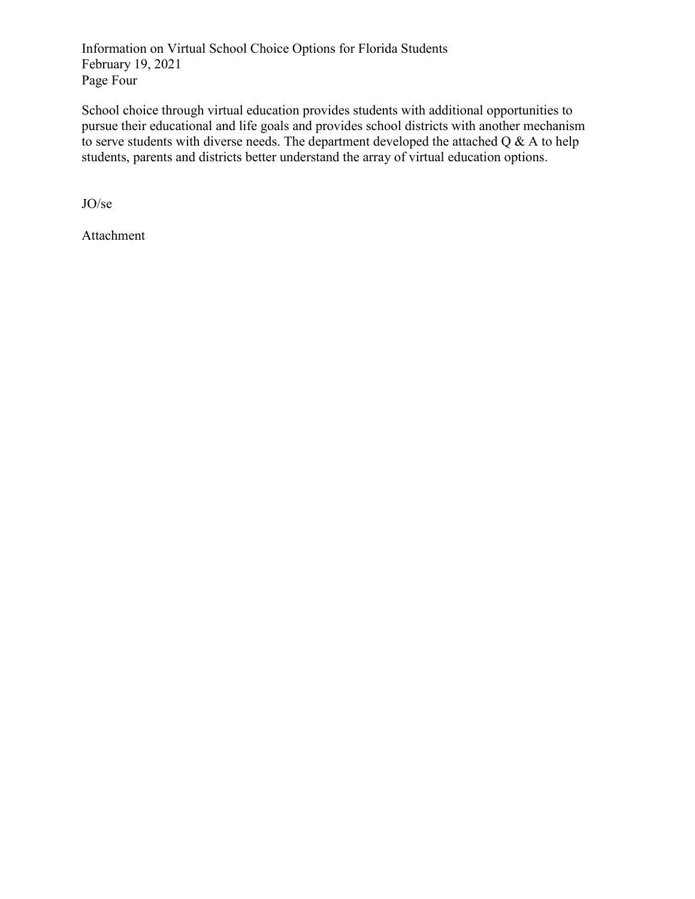School choice through virtual education provides students with additional opportunities to pursue their educational and life goals and provides school districts with another mechanism to serve students with diverse needs. The department developed the attached Q & A to help students, parents and districts better understand the array of virtual education options.

JO/se

Attachment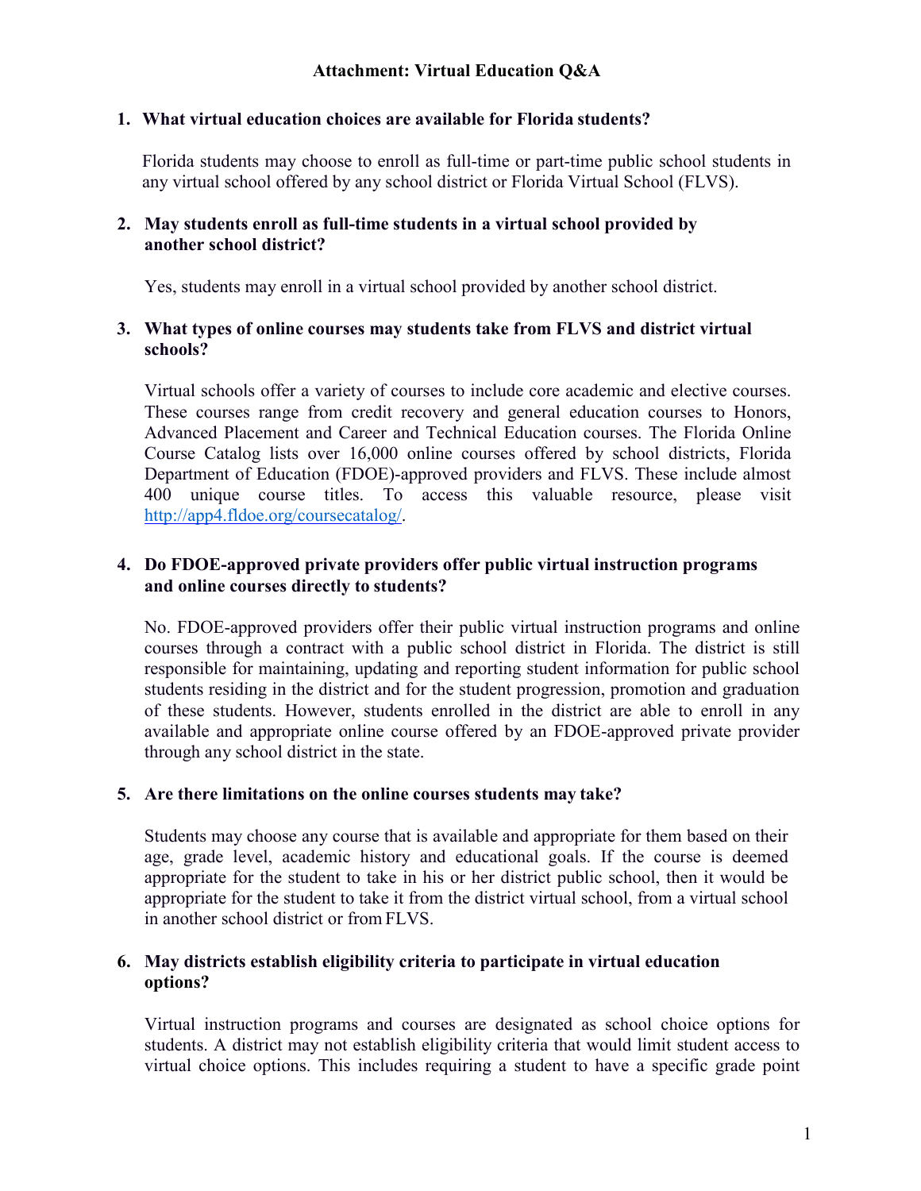## Attachment: Virtual Education Q&A

**1. What virtual education choices are available for Florida students?**

Florida students may choose to enroll as full-time or part-time public school students in any virtual school offered by any school district or Florida Virtual School (FLVS).

**2. May students enroll as full-time students in a virtual school provided by another school district?**

Yes, students may enroll in a virtual school provided by another school district.

**3. What types of online courses may students take from FLVS and district virtual schools?**

Virtual schools offer a variety of courses to include core academic and elective courses. These courses range from credit recovery and general education courses to Honors, Advanced Placement and Career and Technical Education courses. The Florida Online Course Catalog lists over 16,000 online courses offered by school districts, Florida Department of Education (FDOE)-approved providers and FLVS. These include almost 400 unique course titles. To access this valuable resource, please visit [http://app4.fldoe.org/coursecatalog/](http://app4.fldoe.org/coursecatalog/).

**4. Do FDOE-approved private providers offer public virtual instruction programs and online courses directly to students?**

No. FDOE-approved providers offer their public virtual instruction programs and online courses through a contract with a public school district in Florida. The district is still responsible for maintaining, updating and reporting student information for public school students residing in the district and for the student progression, promotion and graduation of these students. However, students enrolled in the district are able to enroll in any available and appropriate online course offered by an FDOE-approved private provider through any school district in the state.

**5. Are there limitations on the online courses students may take?**

Students may choose any course that is available and appropriate for them based on their age, grade level, academic history and educational goals. If the course is deemed appropriate for the student to take in his or her district public school, then it would be appropriate for the student to take it from the district virtual school, from a virtual school in another school district or from FLVS.

**6. May districts establish eligibility criteria to participate in virtual education options?**

Virtual instruction programs and courses are designated as school choice options for students. A district may not establish eligibility criteria that would limit student access to virtual choice options. This includes requiring a student to have a specific grade point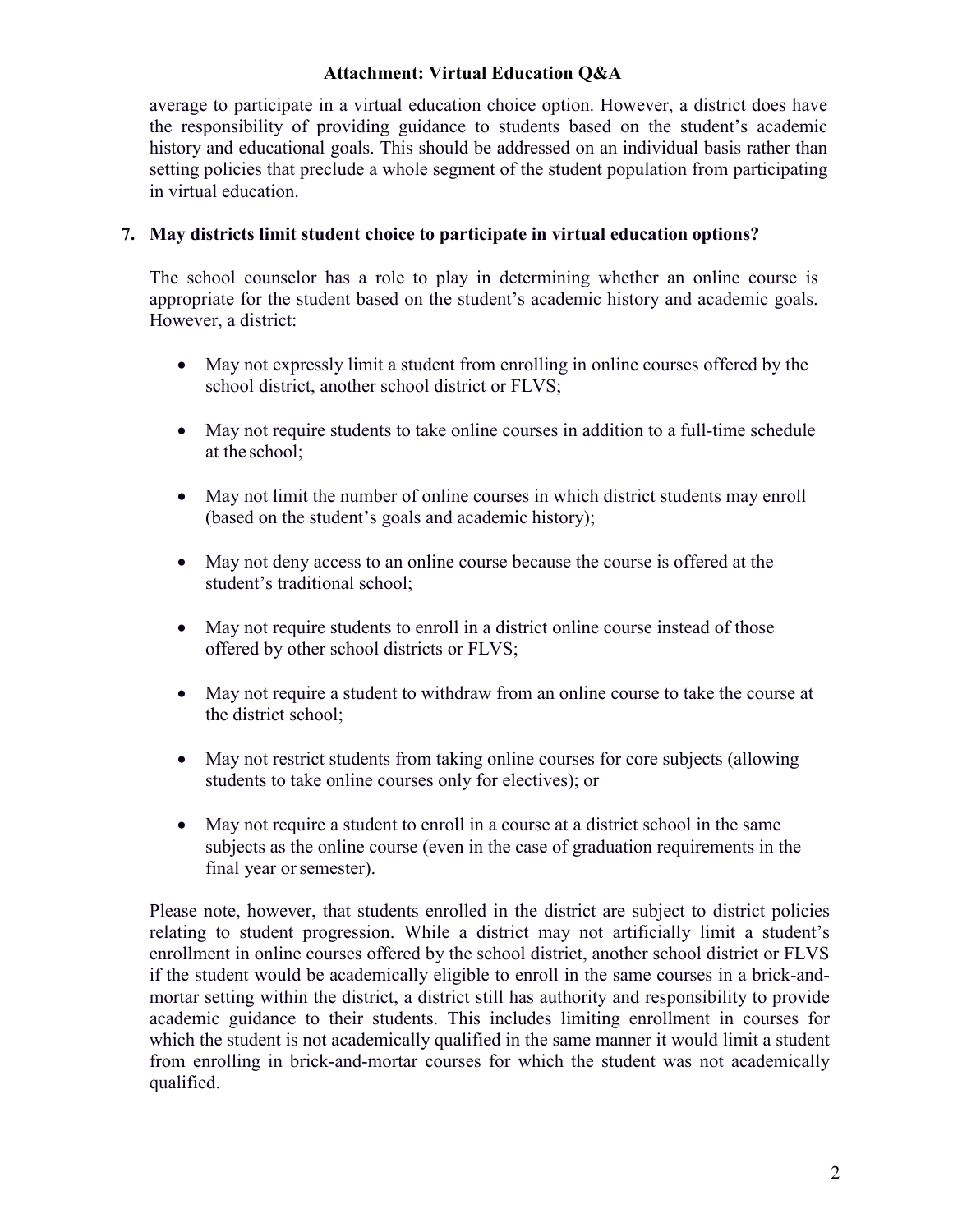average to participate in a virtual education choice option. However, a district does have the responsibility of providing guidance to students based on the student's academic history and educational goals. This should be addressed on an individual basis rather than setting policies that preclude a whole segment of the student population from participating in virtual education.

**7. May districts limit student choice to participate in virtual education options?**

The school counselor has a role to play in determining whether an online course is appropriate for the student based on the student's academic history and academic goals. However, a district:

- May not expressly limit a student from enrolling in online courses offered by the school district, another school district or FLVS;
- May not require students to take online courses in addition to a full-time schedule at the school;
- May not limit the number of online courses in which district students may enroll (based on the student's goals and academic history);
- May not deny access to an online course because the course is offered at the student's traditional school;
- May not require students to enroll in a district online course instead of those offered by other school districts or FLVS;
- May not require a student to withdraw from an online course to take the course at the district school;
- May not restrict students from taking online courses for core subjects (allowing students to take online courses only for electives); or
- May not require a student to enroll in a course at a district school in the same subjects as the online course (even in the case of graduation requirements in the final year or semester).

Please note, however, that students enrolled in the district are subject to district policies relating to student progression. While a district may not artificially limit a student's enrollment in online courses offered by the school district, another school district or FLVS if the student would be academically eligible to enroll in the same courses in a brick-and-mortar setting within the district, a district still has authority and responsibility to provide academic guidance to their students. This includes limiting enrollment in courses for which the student is not academically qualified in the same manner it would limit a student from enrolling in brick-and-mortar courses for which the student was not academically qualified.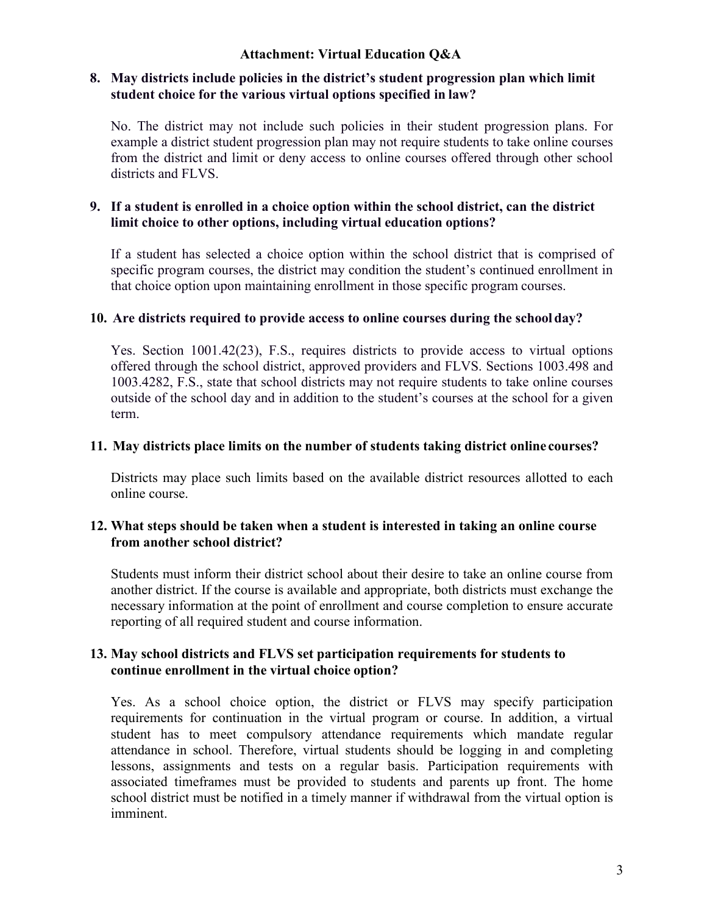**Attachment: Virtual Education Q&A**

**8. May districts include policies in the district's student progression plan which limit student choice for the various virtual options specified in law?**

No. The district may not include such policies in their student progression plans. For example a district student progression plan may not require students to take online courses from the district and limit or deny access to online courses offered through other school districts and FLVS.

**9. If a student is enrolled in a choice option within the school district, can the district limit choice to other options, including virtual education options?**

If a student has selected a choice option within the school district that is comprised of specific program courses, the district may condition the student's continued enrollment in that choice option upon maintaining enrollment in those specific program courses.

**10. Are districts required to provide access to online courses during the school day?**

Yes. Section 1001.42(23), F.S., requires districts to provide access to virtual options offered through the school district, approved providers and FLVS. Sections 1003.498 and 1003.4282, F.S., state that school districts may not require students to take online courses outside of the school day and in addition to the student's courses at the school for a given term.

**11. May districts place limits on the number of students taking district online courses?**

Districts may place such limits based on the available district resources allotted to each online course.

**12. What steps should be taken when a student is interested in taking an online course from another school district?**

Students must inform their district school about their desire to take an online course from another district. If the course is available and appropriate, both districts must exchange the necessary information at the point of enrollment and course completion to ensure accurate reporting of all required student and course information.

**13. May school districts and FLVS set participation requirements for students to continue enrollment in the virtual choice option?**

Yes. As a school choice option, the district or FLVS may specify participation requirements for continuation in the virtual program or course. In addition, a virtual student has to meet compulsory attendance requirements which mandate regular attendance in school. Therefore, virtual students should be logging in and completing lessons, assignments and tests on a regular basis. Participation requirements with associated timeframes must be provided to students and parents up front. The home school district must be notified in a timely manner if withdrawal from the virtual option is imminent.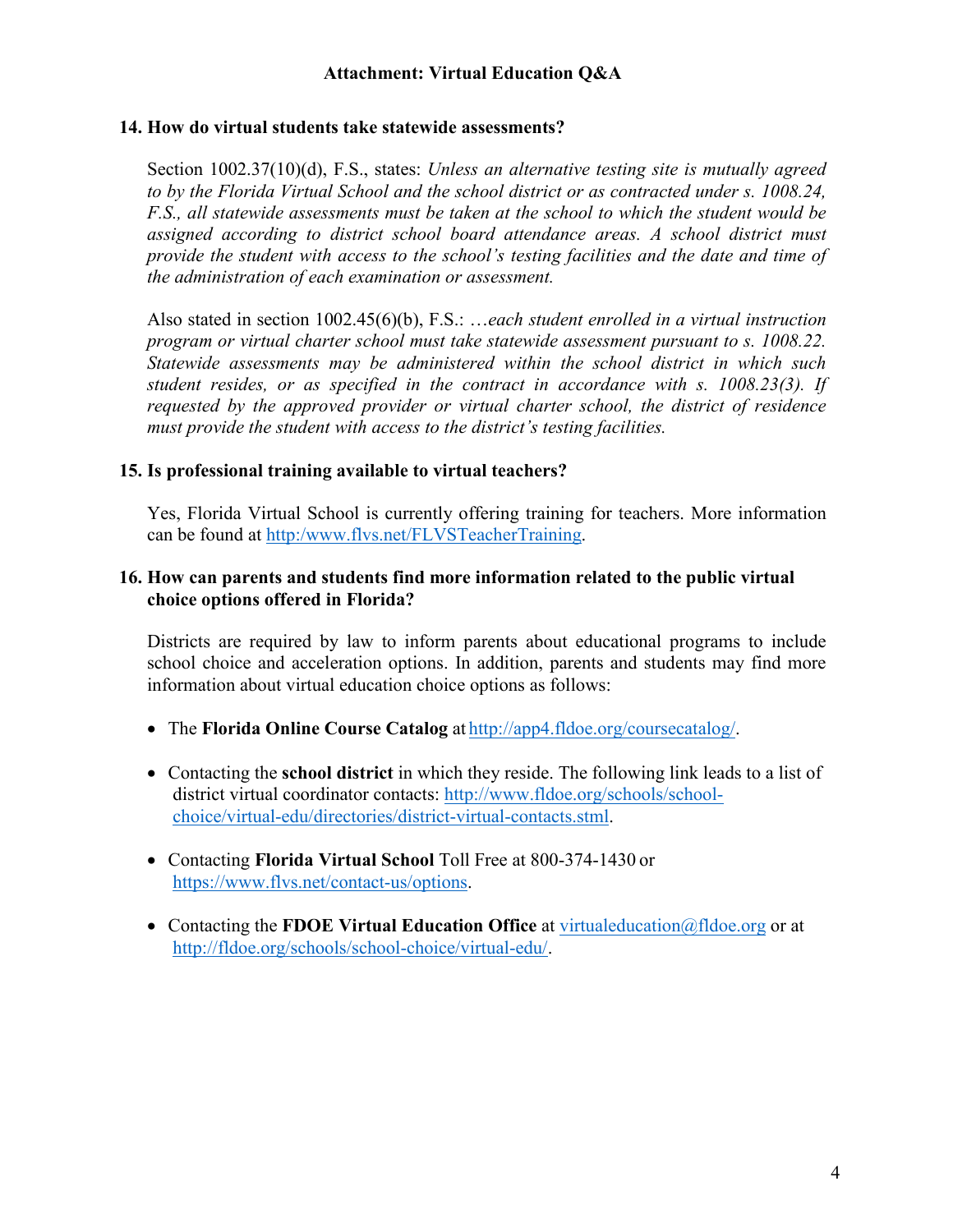## Attachment: Virtual Education Q&A

### 14. How do virtual students take statewide assessments?

Section 1002.37(10)(d), F.S., states: *Unless an alternative testing site is mutually agreed to by the Florida Virtual School and the school district or as contracted under s. 1008.24, F.S., all statewide assessments must be taken at the school to which the student would be assigned according to district school board attendance areas. A school district must provide the student with access to the school's testing facilities and the date and time of the administration of each examination or assessment.*

Also stated in section 1002.45(6)(b), F.S.: *…each student enrolled in a virtual instruction program or virtual charter school must take statewide assessment pursuant to s. 1008.22. Statewide assessments may be administered within the school district in which such student resides, or as specified in the contract in accordance with s. 1008.23(3). If requested by the approved provider or virtual charter school, the district of residence must provide the student with access to the district's testing facilities.*

### 15. Is professional training available to virtual teachers?

Yes, Florida Virtual School is currently offering training for teachers. More information can be found at http:/www.flvs.net/FLVSTeacherTraining.

### 16. How can parents and students find more information related to the public virtual choice options offered in Florida?

Districts are required by law to inform parents about educational programs to include school choice and acceleration options. In addition, parents and students may find more information about virtual education choice options as follows:

- The **Florida Online Course Catalog** at http://app4.fldoe.org/coursecatalog/.
- Contacting the **school district** in which they reside. The following link leads to a list of district virtual coordinator contacts: http://www.fldoe.org/schools/school-choice/virtual-edu/directories/district-virtual-contacts.stml.
- Contacting **Florida Virtual School** Toll Free at 800-374-1430 or https://www.flvs.net/contact-us/options.
- Contacting the **FDOE Virtual Education Office** at virtualeducation@fldoe.org or at http://fldoe.org/schools/school-choice/virtual-edu/.